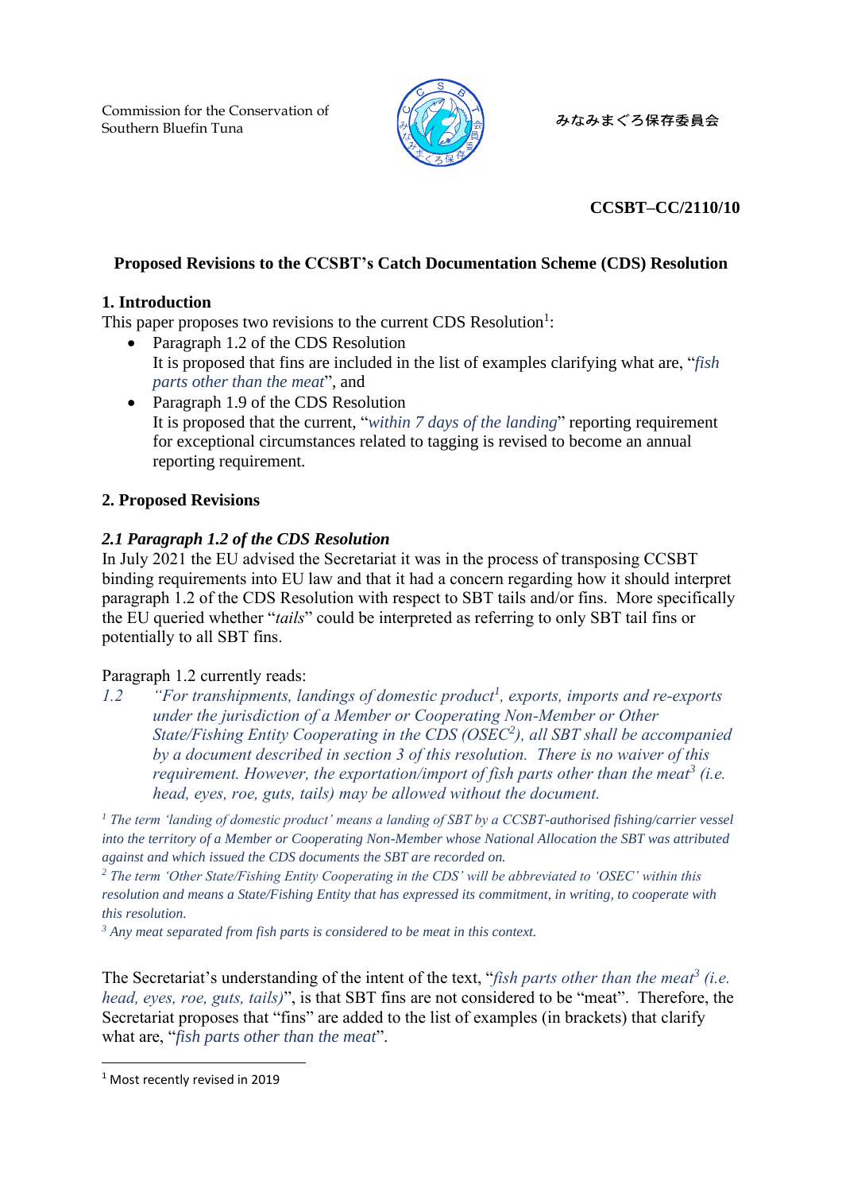Commission for the Conservation of Southern Bluefin Tuna

みなみまぐろ保存委員会

**CCSBT–CC/2110/10**

## Proposed Revisions to the CCSBT's Catch Documentation Scheme (CDS) Resolution

### 1. Introduction

This paper proposes two revisions to the current CDS Resolution[1]:

- Paragraph 1.2 of the CDS Resolution
  It is proposed that fins are included in the list of examples clarifying what are, "*fish parts other than the meat*", and
- Paragraph 1.9 of the CDS Resolution
  It is proposed that the current, "*within 7 days of the landing*" reporting requirement for exceptional circumstances related to tagging is revised to become an annual reporting requirement.

### 2. Proposed Revisions

#### *2.1 Paragraph 1.2 of the CDS Resolution*

In July 2021 the EU advised the Secretariat it was in the process of transposing CCSBT binding requirements into EU law and that it had a concern regarding how it should interpret paragraph 1.2 of the CDS Resolution with respect to SBT tails and/or fins. More specifically the EU queried whether "*tails*" could be interpreted as referring to only SBT tail fins or potentially to all SBT fins.

Paragraph 1.2 currently reads:

*1.2 "For transhipments, landings of domestic product[1], exports, imports and re-exports under the jurisdiction of a Member or Cooperating Non-Member or Other State/Fishing Entity Cooperating in the CDS (OSEC[2]), all SBT shall be accompanied by a document described in section 3 of this resolution. There is no waiver of this requirement. However, the exportation/import of fish parts other than the meat[3] (i.e. head, eyes, roe, guts, tails) may be allowed without the document.*

*[1] The term 'landing of domestic product' means a landing of SBT by a CCSBT-authorised fishing/carrier vessel into the territory of a Member or Cooperating Non-Member whose National Allocation the SBT was attributed against and which issued the CDS documents the SBT are recorded on.*

*[2] The term 'Other State/Fishing Entity Cooperating in the CDS' will be abbreviated to 'OSEC' within this resolution and means a State/Fishing Entity that has expressed its commitment, in writing, to cooperate with this resolution.*

*[3] Any meat separated from fish parts is considered to be meat in this context.*

The Secretariat's understanding of the intent of the text, "*fish parts other than the meat[3] (i.e. head, eyes, roe, guts, tails)*", is that SBT fins are not considered to be "meat". Therefore, the Secretariat proposes that "fins" are added to the list of examples (in brackets) that clarify what are, "*fish parts other than the meat*".

---

[1] Most recently revised in 2019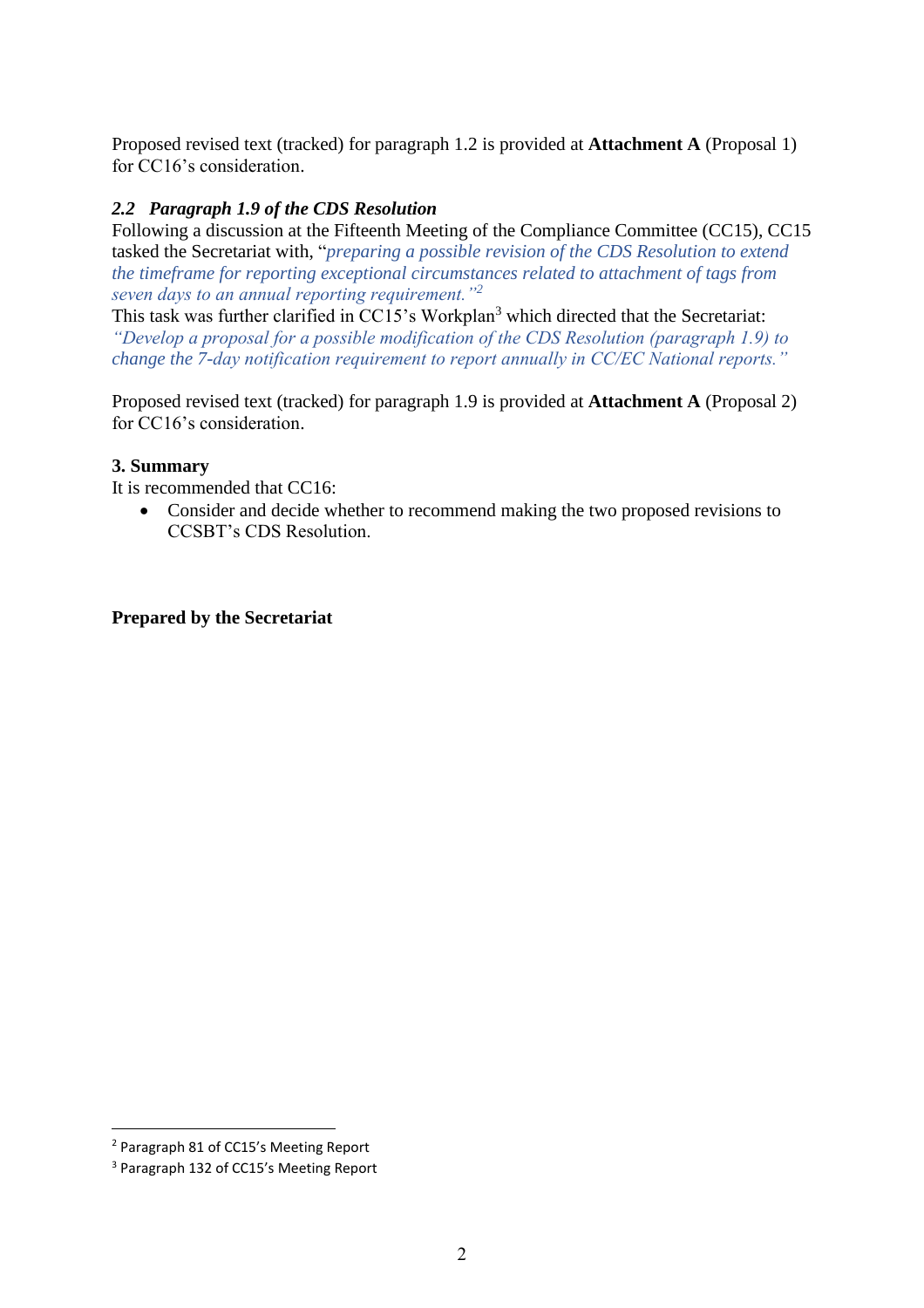Proposed revised text (tracked) for paragraph 1.2 is provided at **Attachment A** (Proposal 1) for CC16's consideration.

### *2.2 Paragraph 1.9 of the CDS Resolution*

Following a discussion at the Fifteenth Meeting of the Compliance Committee (CC15), CC15 tasked the Secretariat with, "*preparing a possible revision of the CDS Resolution to extend the timeframe for reporting exceptional circumstances related to attachment of tags from seven days to an annual reporting requirement.*"[2]

This task was further clarified in CC15's Workplan[3] which directed that the Secretariat: *"Develop a proposal for a possible modification of the CDS Resolution (paragraph 1.9) to change the 7-day notification requirement to report annually in CC/EC National reports."*

Proposed revised text (tracked) for paragraph 1.9 is provided at **Attachment A** (Proposal 2) for CC16's consideration.

### 3. Summary

It is recommended that CC16:

- Consider and decide whether to recommend making the two proposed revisions to CCSBT's CDS Resolution.

**Prepared by the Secretariat**

[2] Paragraph 81 of CC15's Meeting Report

[3] Paragraph 132 of CC15's Meeting Report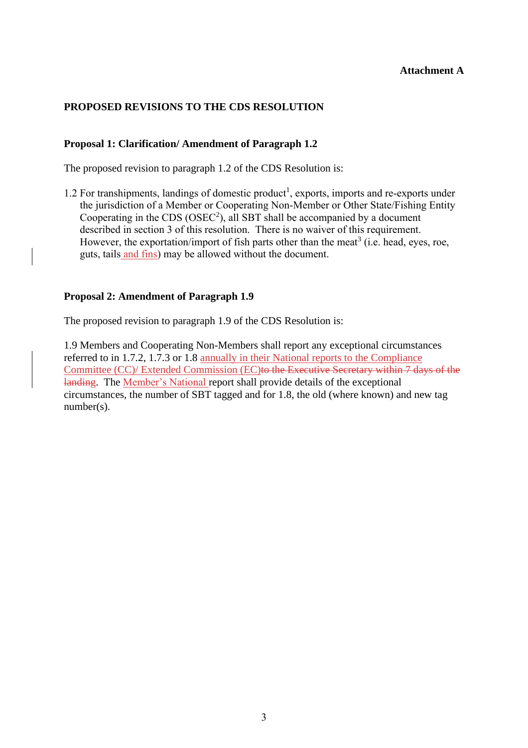**Attachment A**

## PROPOSED REVISIONS TO THE CDS RESOLUTION

### Proposal 1: Clarification/ Amendment of Paragraph 1.2

The proposed revision to paragraph 1.2 of the CDS Resolution is:

1.2 For transhipments, landings of domestic product[1], exports, imports and re-exports under the jurisdiction of a Member or Cooperating Non-Member or Other State/Fishing Entity Cooperating in the CDS (OSEC[2]), all SBT shall be accompanied by a document described in section 3 of this resolution. There is no waiver of this requirement. However, the exportation/import of fish parts other than the meat[3] (i.e. head, eyes, roe, guts, tails and fins) may be allowed without the document.

### Proposal 2: Amendment of Paragraph 1.9

The proposed revision to paragraph 1.9 of the CDS Resolution is:

1.9 Members and Cooperating Non-Members shall report any exceptional circumstances referred to in 1.7.2, 1.7.3 or 1.8 annually in their National reports to the Compliance Committee (CC)/ Extended Commission (EC)~~to the Executive Secretary within 7 days of the landing~~. The Member's National report shall provide details of the exceptional circumstances, the number of SBT tagged and for 1.8, the old (where known) and new tag number(s).